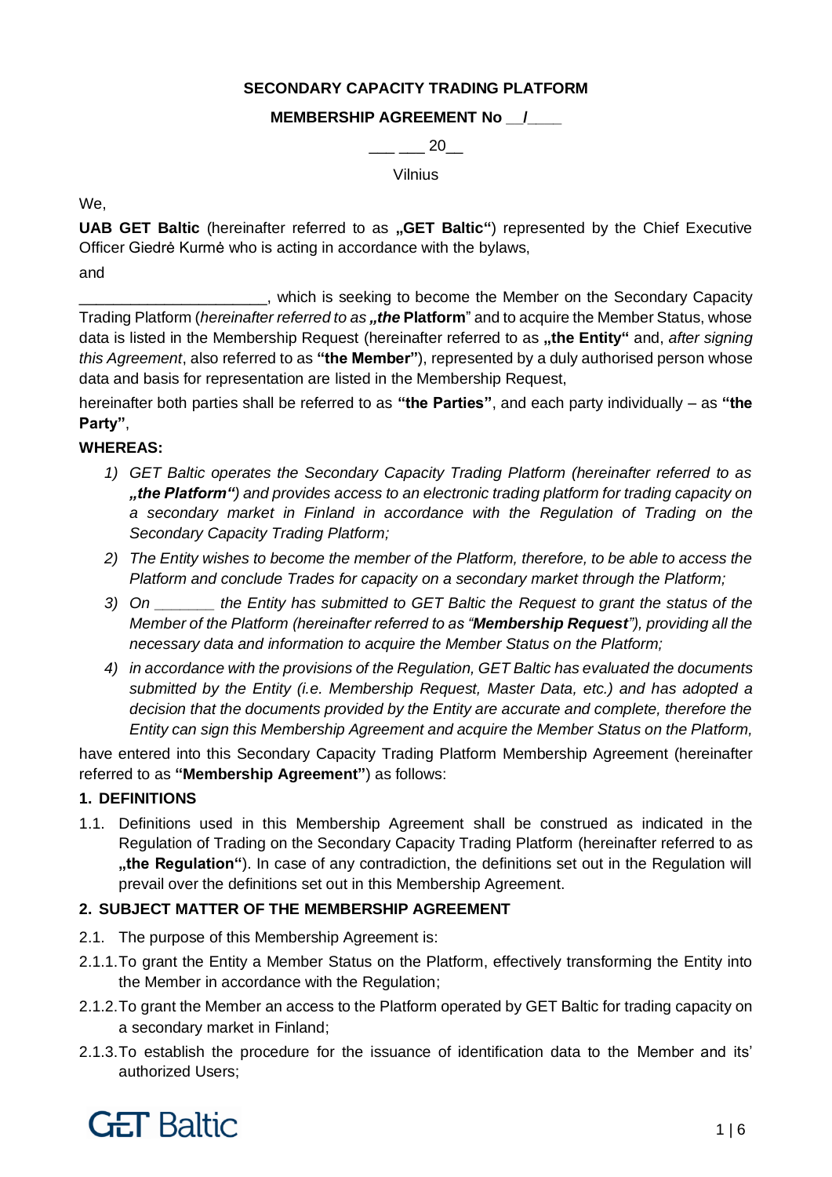**SECONDARY CAPACITY TRADING PLATFORM**

**MEMBERSHIP AGREEMENT No __/____**

___ ___ 20__

Vilnius

We,

**UAB GET Baltic** (hereinafter referred to as **„GET Baltic"**) represented by the Chief Executive Officer Giedrė Kurmė who is acting in accordance with the bylaws,

and

______________________, which is seeking to become the Member on the Secondary Capacity Trading Platform (*hereinafter referred to as* ***„the*** **Platform**" and to acquire the Member Status, whose data is listed in the Membership Request (hereinafter referred to as **„the Entity"** and, *after signing this Agreement*, also referred to as **"the Member"**), represented by a duly authorised person whose data and basis for representation are listed in the Membership Request,

hereinafter both parties shall be referred to as **"the Parties"**, and each party individually – as **"the Party"**,

**WHEREAS:**

1) *GET Baltic operates the Secondary Capacity Trading Platform (hereinafter referred to as* ***„the Platform"****) and provides access to an electronic trading platform for trading capacity on a secondary market in Finland in accordance with the Regulation of Trading on the Secondary Capacity Trading Platform;*
2) *The Entity wishes to become the member of the Platform, therefore, to be able to access the Platform and conclude Trades for capacity on a secondary market through the Platform;*
3) *On _______ the Entity has submitted to GET Baltic the Request to grant the status of the Member of the Platform (hereinafter referred to as "****Membership Request****"), providing all the necessary data and information to acquire the Member Status on the Platform;*
4) *in accordance with the provisions of the Regulation, GET Baltic has evaluated the documents submitted by the Entity (i.e. Membership Request, Master Data, etc.) and has adopted a decision that the documents provided by the Entity are accurate and complete, therefore the Entity can sign this Membership Agreement and acquire the Member Status on the Platform,*

have entered into this Secondary Capacity Trading Platform Membership Agreement (hereinafter referred to as **"Membership Agreement"**) as follows:

## 1. DEFINITIONS

1.1. Definitions used in this Membership Agreement shall be construed as indicated in the Regulation of Trading on the Secondary Capacity Trading Platform (hereinafter referred to as **„the Regulation"**). In case of any contradiction, the definitions set out in the Regulation will prevail over the definitions set out in this Membership Agreement.

## 2. SUBJECT MATTER OF THE MEMBERSHIP AGREEMENT

2.1. The purpose of this Membership Agreement is:

2.1.1. To grant the Entity a Member Status on the Platform, effectively transforming the Entity into the Member in accordance with the Regulation;

2.1.2. To grant the Member an access to the Platform operated by GET Baltic for trading capacity on a secondary market in Finland;

2.1.3. To establish the procedure for the issuance of identification data to the Member and its' authorized Users;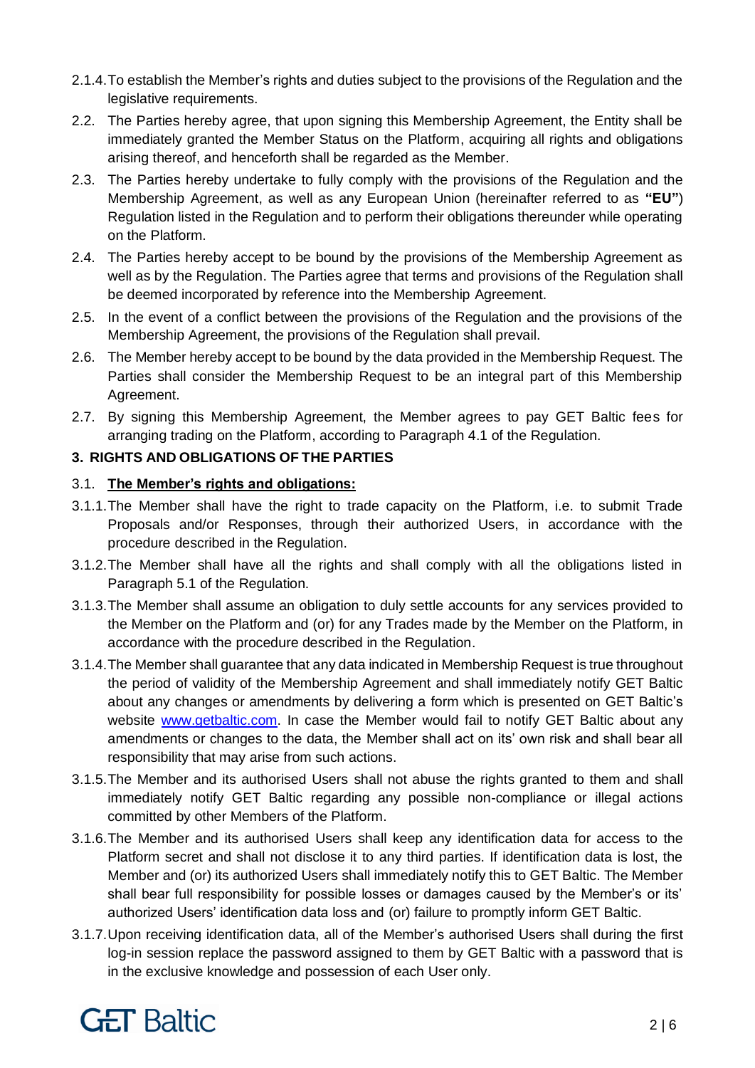2.1.4. To establish the Member's rights and duties subject to the provisions of the Regulation and the legislative requirements.

2.2. The Parties hereby agree, that upon signing this Membership Agreement, the Entity shall be immediately granted the Member Status on the Platform, acquiring all rights and obligations arising thereof, and henceforth shall be regarded as the Member.

2.3. The Parties hereby undertake to fully comply with the provisions of the Regulation and the Membership Agreement, as well as any European Union (hereinafter referred to as **"EU"**) Regulation listed in the Regulation and to perform their obligations thereunder while operating on the Platform.

2.4. The Parties hereby accept to be bound by the provisions of the Membership Agreement as well as by the Regulation. The Parties agree that terms and provisions of the Regulation shall be deemed incorporated by reference into the Membership Agreement.

2.5. In the event of a conflict between the provisions of the Regulation and the provisions of the Membership Agreement, the provisions of the Regulation shall prevail.

2.6. The Member hereby accept to be bound by the data provided in the Membership Request. The Parties shall consider the Membership Request to be an integral part of this Membership Agreement.

2.7. By signing this Membership Agreement, the Member agrees to pay GET Baltic fees for arranging trading on the Platform, according to Paragraph 4.1 of the Regulation.

## 3. RIGHTS AND OBLIGATIONS OF THE PARTIES

3.1. **The Member's rights and obligations:**

3.1.1. The Member shall have the right to trade capacity on the Platform, i.e. to submit Trade Proposals and/or Responses, through their authorized Users, in accordance with the procedure described in the Regulation.

3.1.2. The Member shall have all the rights and shall comply with all the obligations listed in Paragraph 5.1 of the Regulation.

3.1.3. The Member shall assume an obligation to duly settle accounts for any services provided to the Member on the Platform and (or) for any Trades made by the Member on the Platform, in accordance with the procedure described in the Regulation.

3.1.4. The Member shall guarantee that any data indicated in Membership Request is true throughout the period of validity of the Membership Agreement and shall immediately notify GET Baltic about any changes or amendments by delivering a form which is presented on GET Baltic's website [www.getbaltic.com](http://www.getbaltic.com). In case the Member would fail to notify GET Baltic about any amendments or changes to the data, the Member shall act on its' own risk and shall bear all responsibility that may arise from such actions.

3.1.5. The Member and its authorised Users shall not abuse the rights granted to them and shall immediately notify GET Baltic regarding any possible non-compliance or illegal actions committed by other Members of the Platform.

3.1.6. The Member and its authorised Users shall keep any identification data for access to the Platform secret and shall not disclose it to any third parties. If identification data is lost, the Member and (or) its authorized Users shall immediately notify this to GET Baltic. The Member shall bear full responsibility for possible losses or damages caused by the Member's or its' authorized Users' identification data loss and (or) failure to promptly inform GET Baltic.

3.1.7. Upon receiving identification data, all of the Member's authorised Users shall during the first log-in session replace the password assigned to them by GET Baltic with a password that is in the exclusive knowledge and possession of each User only.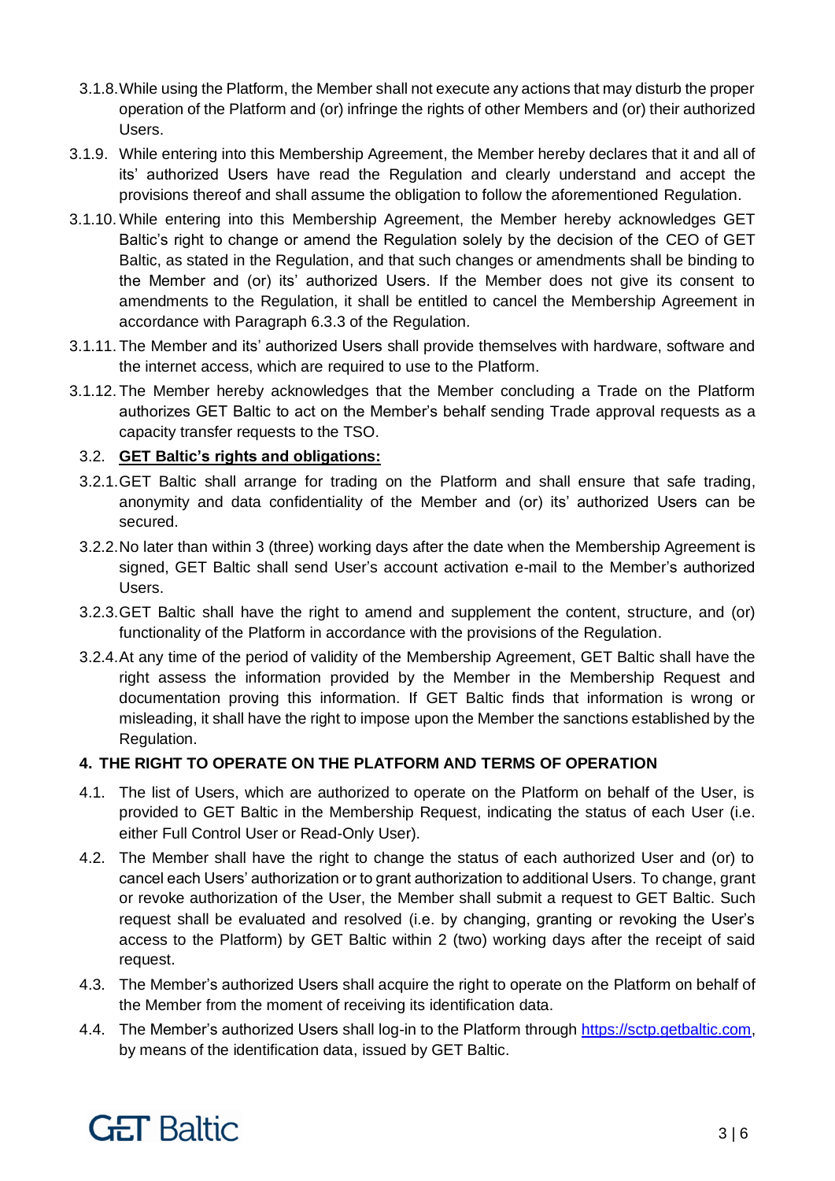3.1.8. While using the Platform, the Member shall not execute any actions that may disturb the proper operation of the Platform and (or) infringe the rights of other Members and (or) their authorized Users.

3.1.9. While entering into this Membership Agreement, the Member hereby declares that it and all of its' authorized Users have read the Regulation and clearly understand and accept the provisions thereof and shall assume the obligation to follow the aforementioned Regulation.

3.1.10. While entering into this Membership Agreement, the Member hereby acknowledges GET Baltic's right to change or amend the Regulation solely by the decision of the CEO of GET Baltic, as stated in the Regulation, and that such changes or amendments shall be binding to the Member and (or) its' authorized Users. If the Member does not give its consent to amendments to the Regulation, it shall be entitled to cancel the Membership Agreement in accordance with Paragraph 6.3.3 of the Regulation.

3.1.11. The Member and its' authorized Users shall provide themselves with hardware, software and the internet access, which are required to use to the Platform.

3.1.12. The Member hereby acknowledges that the Member concluding a Trade on the Platform authorizes GET Baltic to act on the Member's behalf sending Trade approval requests as a capacity transfer requests to the TSO.

3.2. **<u>GET Baltic's rights and obligations:</u>**

3.2.1. GET Baltic shall arrange for trading on the Platform and shall ensure that safe trading, anonymity and data confidentiality of the Member and (or) its' authorized Users can be secured.

3.2.2. No later than within 3 (three) working days after the date when the Membership Agreement is signed, GET Baltic shall send User's account activation e-mail to the Member's authorized Users.

3.2.3. GET Baltic shall have the right to amend and supplement the content, structure, and (or) functionality of the Platform in accordance with the provisions of the Regulation.

3.2.4. At any time of the period of validity of the Membership Agreement, GET Baltic shall have the right assess the information provided by the Member in the Membership Request and documentation proving this information. If GET Baltic finds that information is wrong or misleading, it shall have the right to impose upon the Member the sanctions established by the Regulation.

## 4. THE RIGHT TO OPERATE ON THE PLATFORM AND TERMS OF OPERATION

4.1. The list of Users, which are authorized to operate on the Platform on behalf of the User, is provided to GET Baltic in the Membership Request, indicating the status of each User (i.e. either Full Control User or Read-Only User).

4.2. The Member shall have the right to change the status of each authorized User and (or) to cancel each Users' authorization or to grant authorization to additional Users. To change, grant or revoke authorization of the User, the Member shall submit a request to GET Baltic. Such request shall be evaluated and resolved (i.e. by changing, granting or revoking the User's access to the Platform) by GET Baltic within 2 (two) working days after the receipt of said request.

4.3. The Member's authorized Users shall acquire the right to operate on the Platform on behalf of the Member from the moment of receiving its identification data.

4.4. The Member's authorized Users shall log-in to the Platform through [https://sctp.getbaltic.com](https://sctp.getbaltic.com), by means of the identification data, issued by GET Baltic.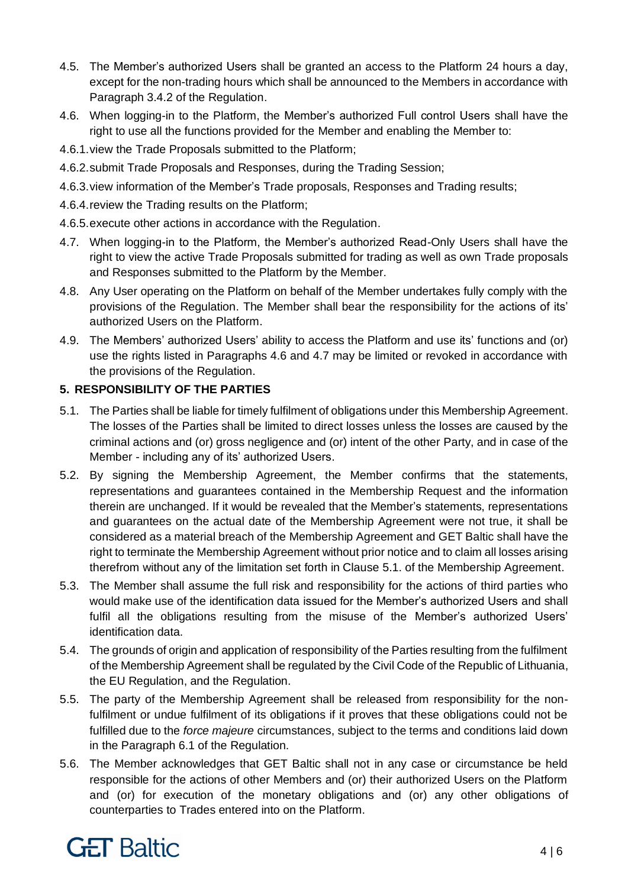4.5. The Member's authorized Users shall be granted an access to the Platform 24 hours a day, except for the non-trading hours which shall be announced to the Members in accordance with Paragraph 3.4.2 of the Regulation.

4.6. When logging-in to the Platform, the Member's authorized Full control Users shall have the right to use all the functions provided for the Member and enabling the Member to:

4.6.1. view the Trade Proposals submitted to the Platform;

4.6.2. submit Trade Proposals and Responses, during the Trading Session;

4.6.3. view information of the Member's Trade proposals, Responses and Trading results;

4.6.4. review the Trading results on the Platform;

4.6.5. execute other actions in accordance with the Regulation.

4.7. When logging-in to the Platform, the Member's authorized Read-Only Users shall have the right to view the active Trade Proposals submitted for trading as well as own Trade proposals and Responses submitted to the Platform by the Member.

4.8. Any User operating on the Platform on behalf of the Member undertakes fully comply with the provisions of the Regulation. The Member shall bear the responsibility for the actions of its' authorized Users on the Platform.

4.9. The Members' authorized Users' ability to access the Platform and use its' functions and (or) use the rights listed in Paragraphs 4.6 and 4.7 may be limited or revoked in accordance with the provisions of the Regulation.

## 5. RESPONSIBILITY OF THE PARTIES

5.1. The Parties shall be liable for timely fulfilment of obligations under this Membership Agreement. The losses of the Parties shall be limited to direct losses unless the losses are caused by the criminal actions and (or) gross negligence and (or) intent of the other Party, and in case of the Member - including any of its' authorized Users.

5.2. By signing the Membership Agreement, the Member confirms that the statements, representations and guarantees contained in the Membership Request and the information therein are unchanged. If it would be revealed that the Member's statements, representations and guarantees on the actual date of the Membership Agreement were not true, it shall be considered as a material breach of the Membership Agreement and GET Baltic shall have the right to terminate the Membership Agreement without prior notice and to claim all losses arising therefrom without any of the limitation set forth in Clause 5.1. of the Membership Agreement.

5.3. The Member shall assume the full risk and responsibility for the actions of third parties who would make use of the identification data issued for the Member's authorized Users and shall fulfil all the obligations resulting from the misuse of the Member's authorized Users' identification data.

5.4. The grounds of origin and application of responsibility of the Parties resulting from the fulfilment of the Membership Agreement shall be regulated by the Civil Code of the Republic of Lithuania, the EU Regulation, and the Regulation.

5.5. The party of the Membership Agreement shall be released from responsibility for the non-fulfilment or undue fulfilment of its obligations if it proves that these obligations could not be fulfilled due to the *force majeure* circumstances, subject to the terms and conditions laid down in the Paragraph 6.1 of the Regulation.

5.6. The Member acknowledges that GET Baltic shall not in any case or circumstance be held responsible for the actions of other Members and (or) their authorized Users on the Platform and (or) for execution of the monetary obligations and (or) any other obligations of counterparties to Trades entered into on the Platform.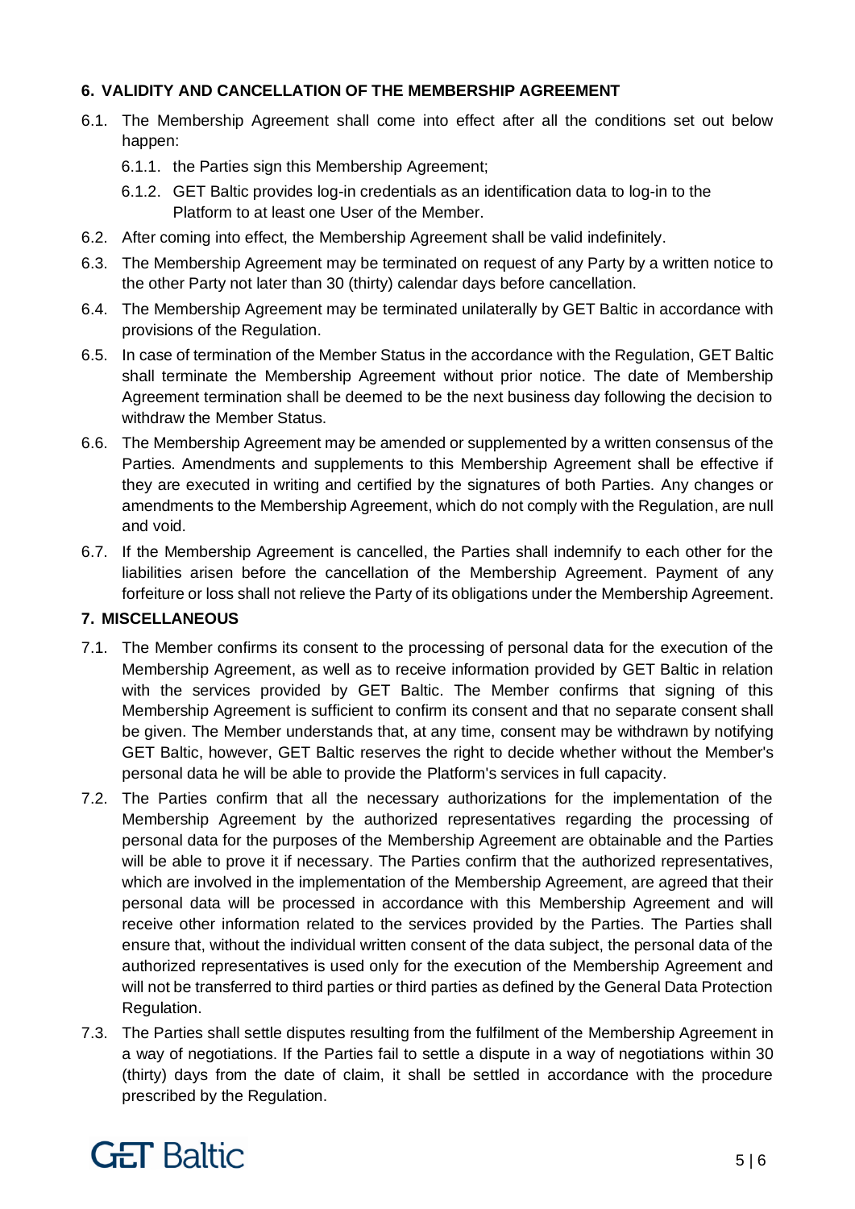## 6. VALIDITY AND CANCELLATION OF THE MEMBERSHIP AGREEMENT

6.1. The Membership Agreement shall come into effect after all the conditions set out below happen:

6.1.1. the Parties sign this Membership Agreement;

6.1.2. GET Baltic provides log-in credentials as an identification data to log-in to the Platform to at least one User of the Member.

6.2. After coming into effect, the Membership Agreement shall be valid indefinitely.

6.3. The Membership Agreement may be terminated on request of any Party by a written notice to the other Party not later than 30 (thirty) calendar days before cancellation.

6.4. The Membership Agreement may be terminated unilaterally by GET Baltic in accordance with provisions of the Regulation.

6.5. In case of termination of the Member Status in the accordance with the Regulation, GET Baltic shall terminate the Membership Agreement without prior notice. The date of Membership Agreement termination shall be deemed to be the next business day following the decision to withdraw the Member Status.

6.6. The Membership Agreement may be amended or supplemented by a written consensus of the Parties. Amendments and supplements to this Membership Agreement shall be effective if they are executed in writing and certified by the signatures of both Parties. Any changes or amendments to the Membership Agreement, which do not comply with the Regulation, are null and void.

6.7. If the Membership Agreement is cancelled, the Parties shall indemnify to each other for the liabilities arisen before the cancellation of the Membership Agreement. Payment of any forfeiture or loss shall not relieve the Party of its obligations under the Membership Agreement.

## 7. MISCELLANEOUS

7.1. The Member confirms its consent to the processing of personal data for the execution of the Membership Agreement, as well as to receive information provided by GET Baltic in relation with the services provided by GET Baltic. The Member confirms that signing of this Membership Agreement is sufficient to confirm its consent and that no separate consent shall be given. The Member understands that, at any time, consent may be withdrawn by notifying GET Baltic, however, GET Baltic reserves the right to decide whether without the Member's personal data he will be able to provide the Platform's services in full capacity.

7.2. The Parties confirm that all the necessary authorizations for the implementation of the Membership Agreement by the authorized representatives regarding the processing of personal data for the purposes of the Membership Agreement are obtainable and the Parties will be able to prove it if necessary. The Parties confirm that the authorized representatives, which are involved in the implementation of the Membership Agreement, are agreed that their personal data will be processed in accordance with this Membership Agreement and will receive other information related to the services provided by the Parties. The Parties shall ensure that, without the individual written consent of the data subject, the personal data of the authorized representatives is used only for the execution of the Membership Agreement and will not be transferred to third parties or third parties as defined by the General Data Protection Regulation.

7.3. The Parties shall settle disputes resulting from the fulfilment of the Membership Agreement in a way of negotiations. If the Parties fail to settle a dispute in a way of negotiations within 30 (thirty) days from the date of claim, it shall be settled in accordance with the procedure prescribed by the Regulation.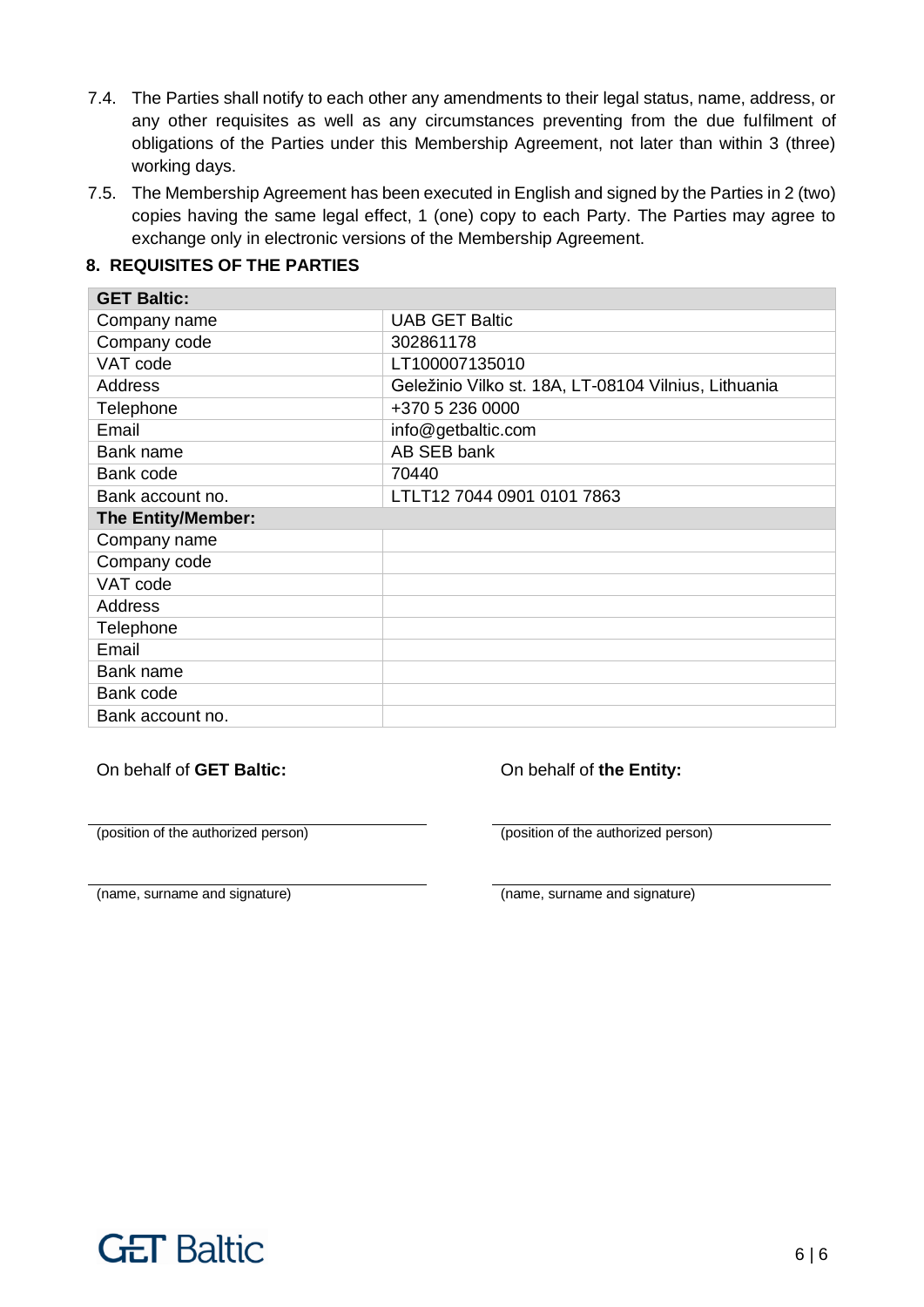7.4. The Parties shall notify to each other any amendments to their legal status, name, address, or any other requisites as well as any circumstances preventing from the due fulfilment of obligations of the Parties under this Membership Agreement, not later than within 3 (three) working days.

7.5. The Membership Agreement has been executed in English and signed by the Parties in 2 (two) copies having the same legal effect, 1 (one) copy to each Party. The Parties may agree to exchange only in electronic versions of the Membership Agreement.

## 8. REQUISITES OF THE PARTIES

| | |
|---|---|
| **GET Baltic:** | |
| Company name | UAB GET Baltic |
| Company code | 302861178 |
| VAT code | LT100007135010 |
| Address | Geležinio Vilko st. 18A, LT-08104 Vilnius, Lithuania |
| Telephone | +370 5 236 0000 |
| Email | info@getbaltic.com |
| Bank name | AB SEB bank |
| Bank code | 70440 |
| Bank account no. | LTLT12 7044 0901 0101 7863 |
| **The Entity/Member:** | |
| Company name | |
| Company code | |
| VAT code | |
| Address | |
| Telephone | |
| Email | |
| Bank name | |
| Bank code | |
| Bank account no. | |

On behalf of **GET Baltic:**

______________________________
(position of the authorized person)

______________________________
(name, surname and signature)

On behalf of **the Entity:**

______________________________
(position of the authorized person)

______________________________
(name, surname and signature)